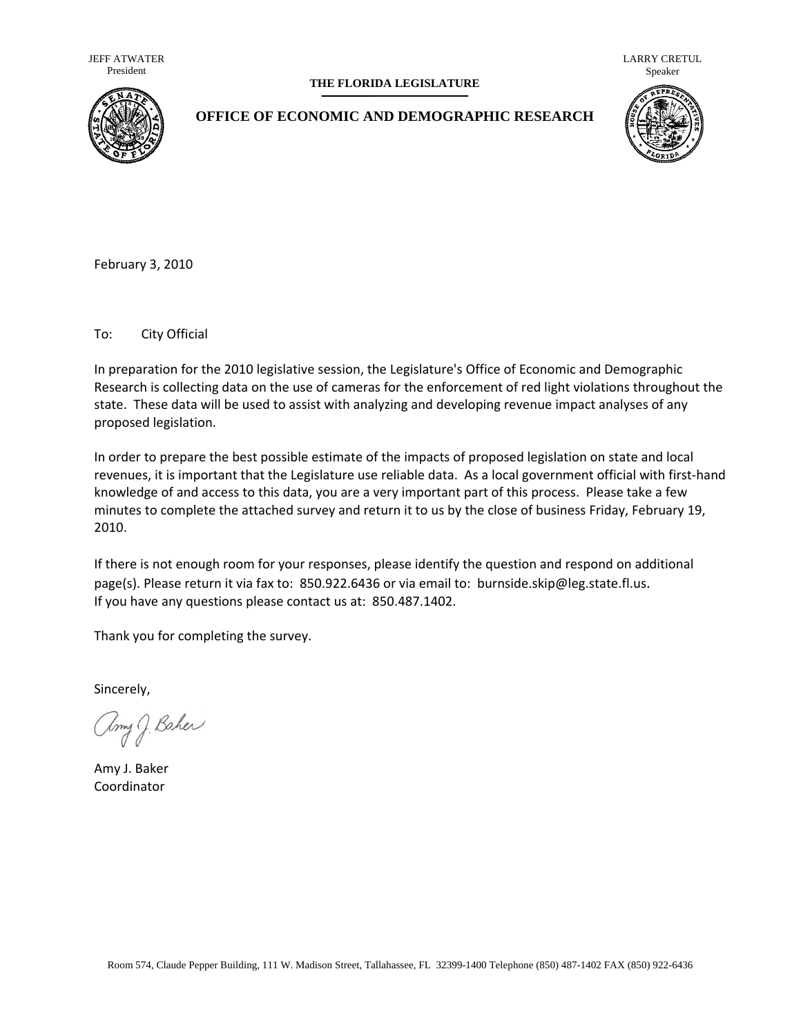JEFF ATWATER
President

LARRY CRETUL
Speaker

**THE FLORIDA LEGISLATURE**

**OFFICE OF ECONOMIC AND DEMOGRAPHIC RESEARCH**

February 3, 2010

To: City Official

In preparation for the 2010 legislative session, the Legislature's Office of Economic and Demographic Research is collecting data on the use of cameras for the enforcement of red light violations throughout the state. These data will be used to assist with analyzing and developing revenue impact analyses of any proposed legislation.

In order to prepare the best possible estimate of the impacts of proposed legislation on state and local revenues, it is important that the Legislature use reliable data. As a local government official with first-hand knowledge of and access to this data, you are a very important part of this process. Please take a few minutes to complete the attached survey and return it to us by the close of business Friday, February 19, 2010.

If there is not enough room for your responses, please identify the question and respond on additional page(s). Please return it via fax to: 850.922.6436 or via email to: burnside.skip@leg.state.fl.us. If you have any questions please contact us at: 850.487.1402.

Thank you for completing the survey.

Sincerely,

Amy J. Baker
Coordinator

Room 574, Claude Pepper Building, 111 W. Madison Street, Tallahassee, FL 32399-1400 Telephone (850) 487-1402 FAX (850) 922-6436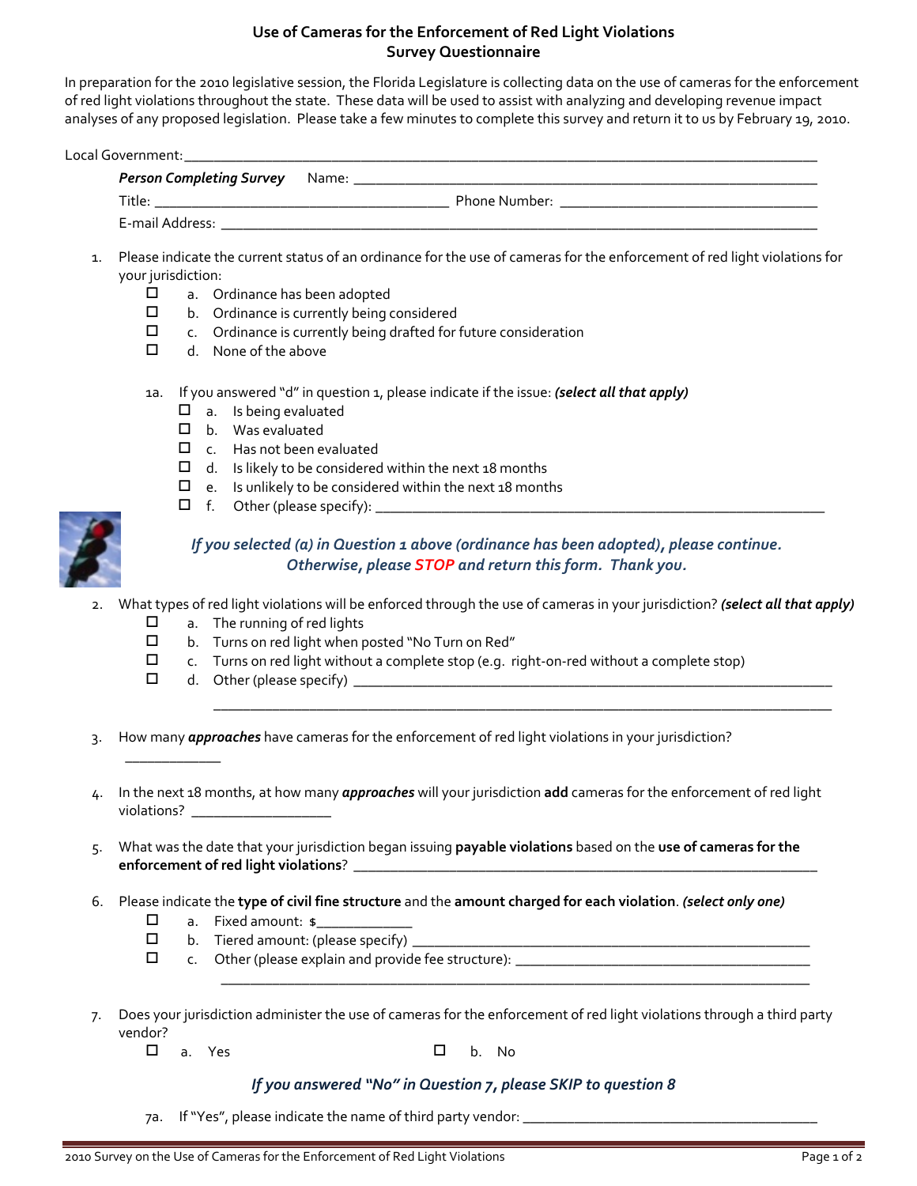# Use of Cameras for the Enforcement of Red Light Violations
## Survey Questionnaire

In preparation for the 2010 legislative session, the Florida Legislature is collecting data on the use of cameras for the enforcement of red light violations throughout the state. These data will be used to assist with analyzing and developing revenue impact analyses of any proposed legislation. Please take a few minutes to complete this survey and return it to us by February 19, 2010.

Local Government: ____________________________________________________________

***Person Completing Survey*** Name: ____________________________________________

Title: ______________________________ Phone Number: ___________________________

E-mail Address: ____________________________________________________________

1. Please indicate the current status of an ordinance for the use of cameras for the enforcement of red light violations for your jurisdiction:
   - ☐ a. Ordinance has been adopted
   - ☐ b. Ordinance is currently being considered
   - ☐ c. Ordinance is currently being drafted for future consideration
   - ☐ d. None of the above

   1a. If you answered "d" in question 1, please indicate if the issue: ***(select all that apply)***
   - ☐ a. Is being evaluated
   - ☐ b. Was evaluated
   - ☐ c. Has not been evaluated
   - ☐ d. Is likely to be considered within the next 18 months
   - ☐ e. Is unlikely to be considered within the next 18 months
   - ☐ f. Other (please specify): ____________________________________________

***If you selected (a) in Question 1 above (ordinance has been adopted), please continue. Otherwise, please STOP and return this form. Thank you.***

2. What types of red light violations will be enforced through the use of cameras in your jurisdiction? ***(select all that apply)***
   - ☐ a. The running of red lights
   - ☐ b. Turns on red light when posted "No Turn on Red"
   - ☐ c. Turns on red light without a complete stop (e.g. right-on-red without a complete stop)
   - ☐ d. Other (please specify) ____________________________________________

3. How many ***approaches*** have cameras for the enforcement of red light violations in your jurisdiction?
   ____________

4. In the next 18 months, at how many ***approaches*** will your jurisdiction **add** cameras for the enforcement of red light violations? ________________

5. What was the date that your jurisdiction began issuing **payable violations** based on the **use of cameras for the enforcement of red light violations**? ____________________________________________

6. Please indicate the **type of civil fine structure** and the **amount charged for each violation**. ***(select only one)***
   - ☐ a. Fixed amount: $____________
   - ☐ b. Tiered amount: (please specify) ____________________________________________
   - ☐ c. Other (please explain and provide fee structure): ____________________________________________

7. Does your jurisdiction administer the use of cameras for the enforcement of red light violations through a third party vendor?
   - ☐ a. Yes
   - ☐ b. No

***If you answered "No" in Question 7, please SKIP to question 8***

   7a. If "Yes", please indicate the name of third party vendor: ____________________________________________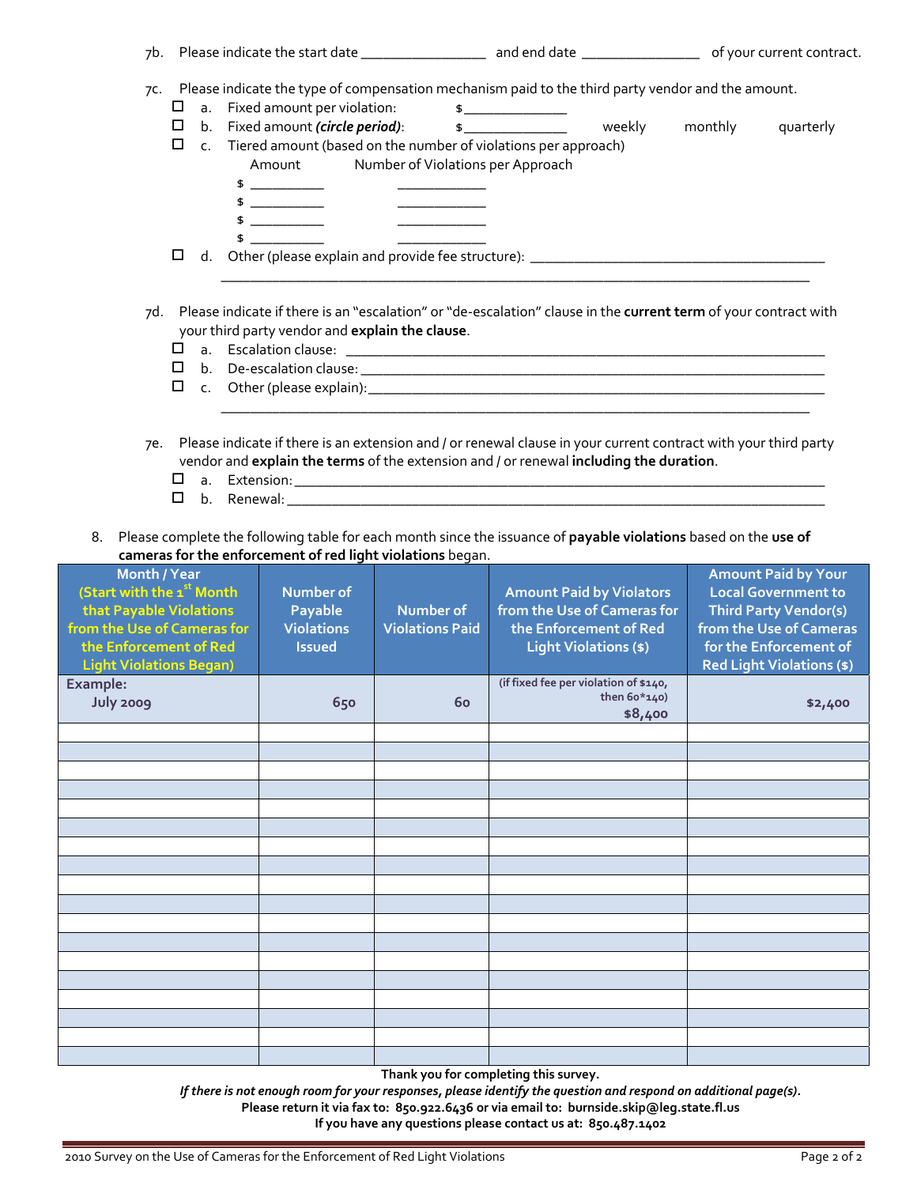7b. Please indicate the start date ________________ and end date _______________ of your current contract.

7c. Please indicate the type of compensation mechanism paid to the third party vendor and the amount.

- ☐ a. Fixed amount per violation: $_____________
- ☐ b. Fixed amount ***(circle period)***: $_____________ weekly monthly quarterly
- ☐ c. Tiered amount (based on the number of violations per approach)

| Amount | Number of Violations per Approach |
|---|---|
| $ __________ | ___________ |
| $ __________ | ___________ |
| $ __________ | ___________ |
| $ __________ | ___________ |

- ☐ d. Other (please explain and provide fee structure): _______________________________________ _______________________________________________________________________________

7d. Please indicate if there is an "escalation" or "de-escalation" clause in the **current term** of your contract with your third party vendor and **explain the clause**.

- ☐ a. Escalation clause: _______________________________________________________________
- ☐ b. De-escalation clause: _____________________________________________________________
- ☐ c. Other (please explain): ____________________________________________________________ _______________________________________________________________________________

7e. Please indicate if there is an extension and / or renewal clause in your current contract with your third party vendor and **explain the terms** of the extension and / or renewal **including the duration**.

- ☐ a. Extension: _____________________________________________________________________
- ☐ b. Renewal: ______________________________________________________________________

8. Please complete the following table for each month since the issuance of **payable violations** based on the **use of cameras for the enforcement of red light violations** began.

| Month / Year (Start with the 1st Month that Payable Violations from the Use of Cameras for the Enforcement of Red Light Violations Began) | Number of Payable Violations Issued | Number of Violations Paid | Amount Paid by Violators from the Use of Cameras for the Enforcement of Red Light Violations ($) | Amount Paid by Your Local Government to Third Party Vendor(s) from the Use of Cameras for the Enforcement of Red Light Violations ($) |
|---|---|---|---|---|
| Example: July 2009 | 650 | 60 | (if fixed fee per violation of $140, then 60*140) $8,400 | $2,400 |
| | | | | |
| | | | | |
| | | | | |
| | | | | |
| | | | | |
| | | | | |
| | | | | |
| | | | | |
| | | | | |
| | | | | |
| | | | | |
| | | | | |
| | | | | |
| | | | | |
| | | | | |
| | | | | |
| | | | | |
| | | | | |

**Thank you for completing this survey.**

***If there is not enough room for your responses, please identify the question and respond on additional page(s).***

**Please return it via fax to: 850.922.6436 or via email to: burnside.skip@leg.state.fl.us**

**If you have any questions please contact us at: 850.487.1402**